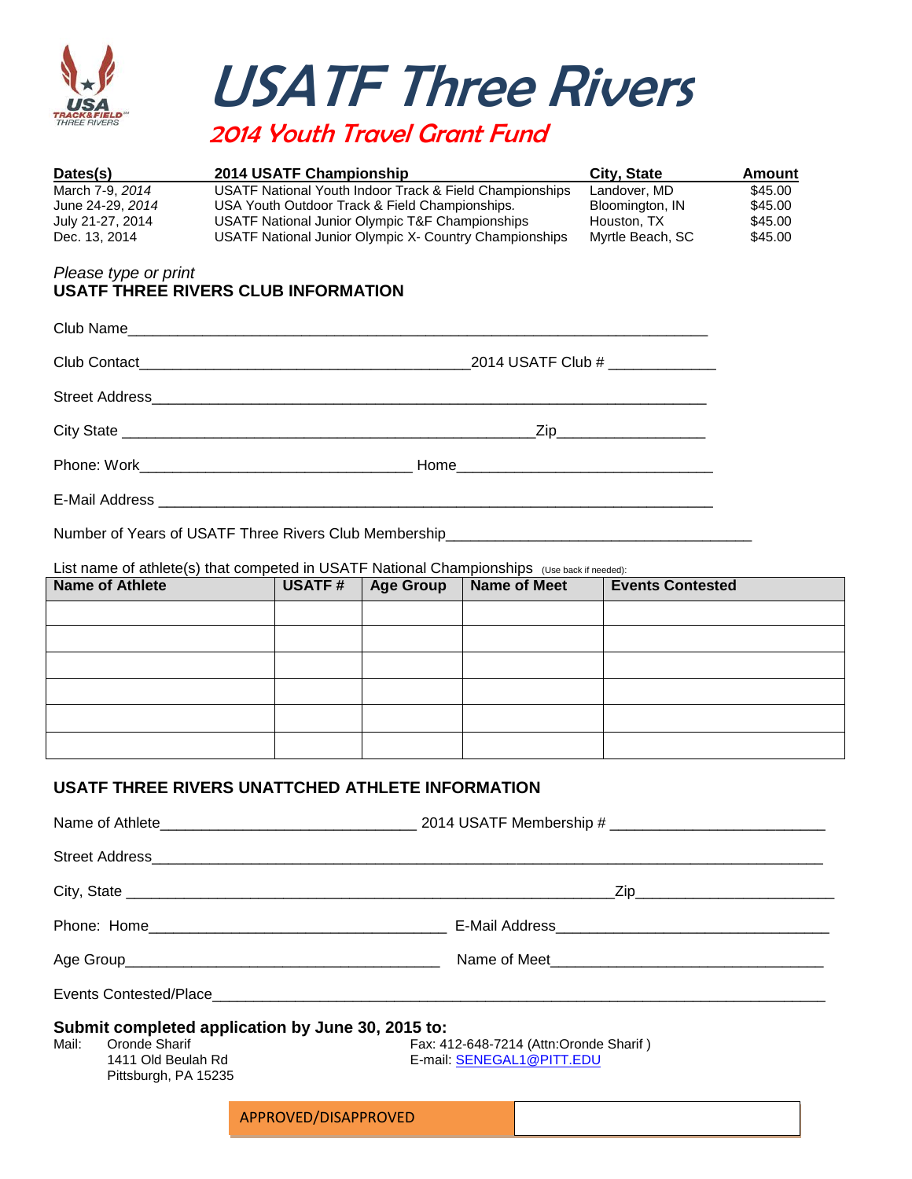# USATF Three Rivers

## 2014 Youth Travel Grant Fund

| Dates(s) | 2014 USATF Championship | City, State | Amount |
|---|---|---|---|
| March 7-9, *2014* | USATF National Youth Indoor Track & Field Championships | Landover, MD | $45.00 |
| June 24-29, *2014* | USA Youth Outdoor Track & Field Championships. | Bloomington, IN | $45.00 |
| July 21-27, 2014 | USATF National Junior Olympic T&F Championships | Houston, TX | $45.00 |
| Dec. 13, 2014 | USATF National Junior Olympic X- Country Championships | Myrtle Beach, SC | $45.00 |

*Please type or print*

**USATF THREE RIVERS CLUB INFORMATION**

Club Name_______________________________________________________________

Club Contact_______________________________________ 2014 USATF Club # ____________

Street Address___________________________________________________________

City State _______________________________________________Zip________________

Phone: Work________________________________ Home______________________________

E-Mail Address ___________________________________________________________

Number of Years of USATF Three Rivers Club Membership__________________________________

List name of athlete(s) that competed in USATF National Championships (Use back if needed):

| Name of Athlete | USATF # | Age Group | Name of Meet | Events Contested |
|---|---|---|---|---|
| | | | | |
| | | | | |
| | | | | |
| | | | | |
| | | | | |
| | | | | |

**USATF THREE RIVERS UNATTCHED ATHLETE INFORMATION**

Name of Athlete______________________________ 2014 USATF Membership # _________________________

Street Address___________________________________________________________________________

City, State _________________________________________________________Zip______________________

Phone: Home___________________________________ E-Mail Address________________________________

Age Group______________________________________ Name of Meet________________________________

Events Contested/Place_____________________________________________________________________

**Submit completed application by June 30, 2015 to:**

Mail: Oronde Sharif
1411 Old Beulah Rd
Pittsburgh, PA 15235

Fax: 412-648-7214 (Attn:Oronde Sharif )
E-mail: SENEGAL1@PITT.EDU

| APPROVED/DISAPPROVED | |
|---|---|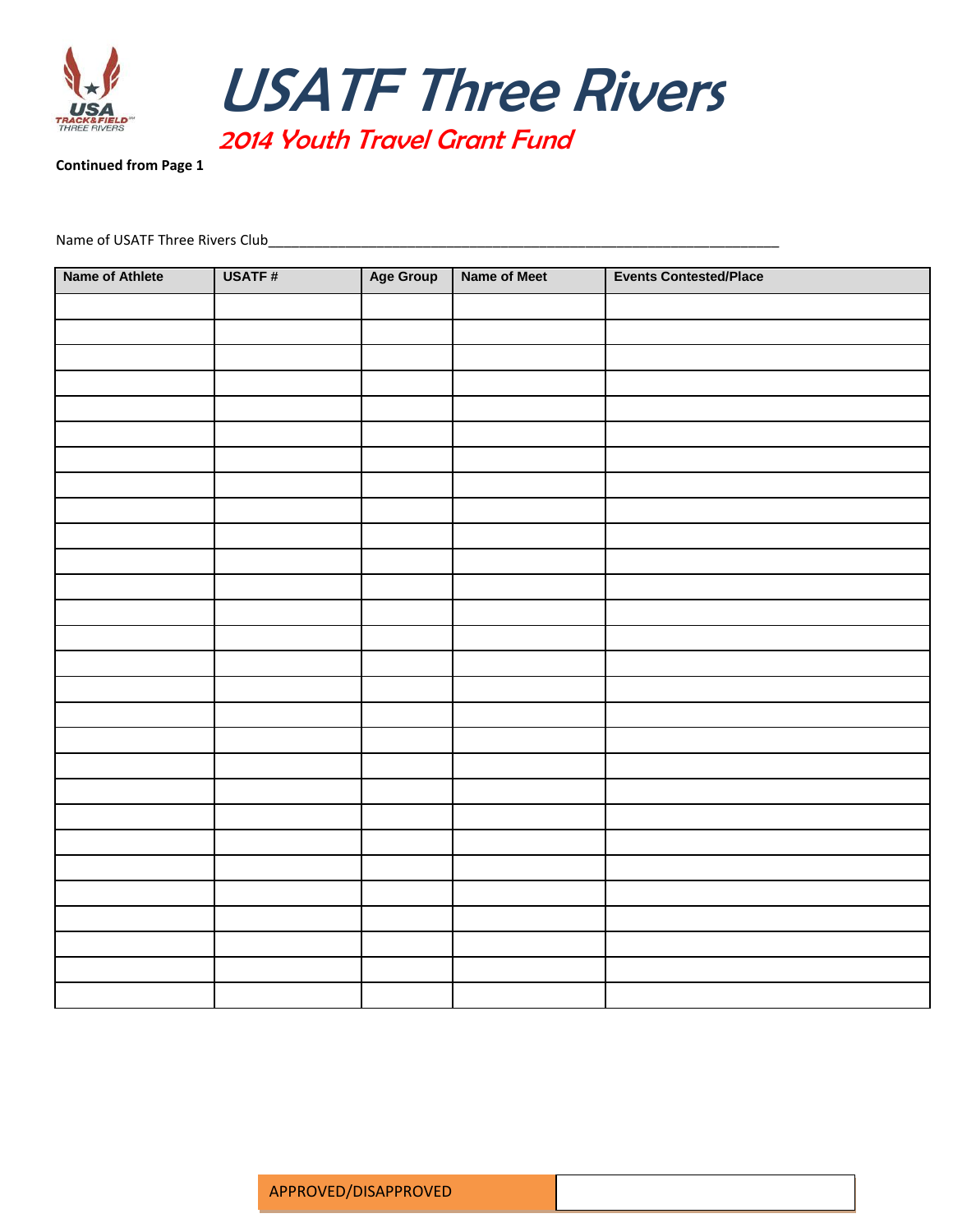# USATF Three Rivers

## 2014 Youth Travel Grant Fund

**Continued from Page 1**

Name of USATF Three Rivers Club_______________________________________________________________

| Name of Athlete | USATF # | Age Group | Name of Meet | Events Contested/Place |
|---|---|---|---|---|
| | | | | |
| | | | | |
| | | | | |
| | | | | |
| | | | | |
| | | | | |
| | | | | |
| | | | | |
| | | | | |
| | | | | |
| | | | | |
| | | | | |
| | | | | |
| | | | | |
| | | | | |
| | | | | |
| | | | | |
| | | | | |
| | | | | |
| | | | | |
| | | | | |
| | | | | |
| | | | | |
| | | | | |
| | | | | |
| | | | | |
| | | | | |
| | | | | |
| | | | | |

| APPROVED/DISAPPROVED | |
|---|---|